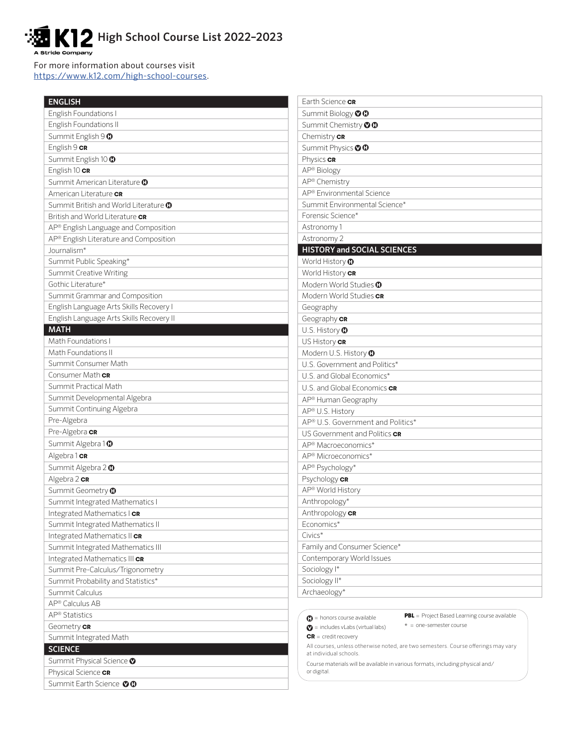# K12 High School Course List 2022–2023

A Stride Company

For more information about courses visit https://www.k12.com/high-school-courses.

## ENGLISH

- English Foundations I
- English Foundations II
- Summit English 9 H
- English 9 CR
- Summit English 10 H
- English 10 CR
- Summit American Literature H
- American Literature CR
- Summit British and World Literature H
- British and World Literature CR
- AP® English Language and Composition
- AP® English Literature and Composition
- Journalism*
- Summit Public Speaking*
- Summit Creative Writing
- Gothic Literature*
- Summit Grammar and Composition
- English Language Arts Skills Recovery I
- English Language Arts Skills Recovery II

## MATH

- Math Foundations I
- Math Foundations II
- Summit Consumer Math
- Consumer Math CR
- Summit Practical Math
- Summit Developmental Algebra
- Summit Continuing Algebra
- Pre-Algebra
- Pre-Algebra CR
- Summit Algebra 1 H
- Algebra 1 CR
- Summit Algebra 2 H
- Algebra 2 CR
- Summit Geometry H
- Summit Integrated Mathematics I
- Integrated Mathematics I CR
- Summit Integrated Mathematics II
- Integrated Mathematics II CR
- Summit Integrated Mathematics III
- Integrated Mathematics III CR
- Summit Pre-Calculus/Trigonometry
- Summit Probability and Statistics*
- Summit Calculus
- AP® Calculus AB
- AP® Statistics
- Geometry CR
- Summit Integrated Math

## SCIENCE

- Summit Physical Science V
- Physical Science CR
- Summit Earth Science V H
- Earth Science CR
- Summit Biology V H
- Summit Chemistry V H
- Chemistry CR
- Summit Physics V H
- Physics CR
- AP® Biology
- AP® Chemistry
- AP® Environmental Science
- Summit Environmental Science*
- Forensic Science*
- Astronomy 1
- Astronomy 2

## HISTORY and SOCIAL SCIENCES

- World History H
- World History CR
- Modern World Studies H
- Modern World Studies CR
- Geography
- Geography CR
- U.S. History H
- US History CR
- Modern U.S. History H
- U.S. Government and Politics*
- U.S. and Global Economics*
- U.S. and Global Economics CR
- AP® Human Geography
- AP® U.S. History
- AP® U.S. Government and Politics*
- US Government and Politics CR
- AP® Macroeconomics*
- AP® Microeconomics*
- AP® Psychology*
- Psychology CR
- AP® World History
- Anthropology*
- Anthropology CR
- Economics*
- Civics*
- Family and Consumer Science*
- Contemporary World Issues
- Sociology I*
- Sociology II*
- Archaeology*

---

H = honors course available
V = includes vLabs (virtual labs)
CR = credit recovery
PBL = Project Based Learning course available
* = one-semester course

All courses, unless otherwise noted, are two semesters. Course offerings may vary at individual schools.

Course materials will be available in various formats, including physical and/or digital.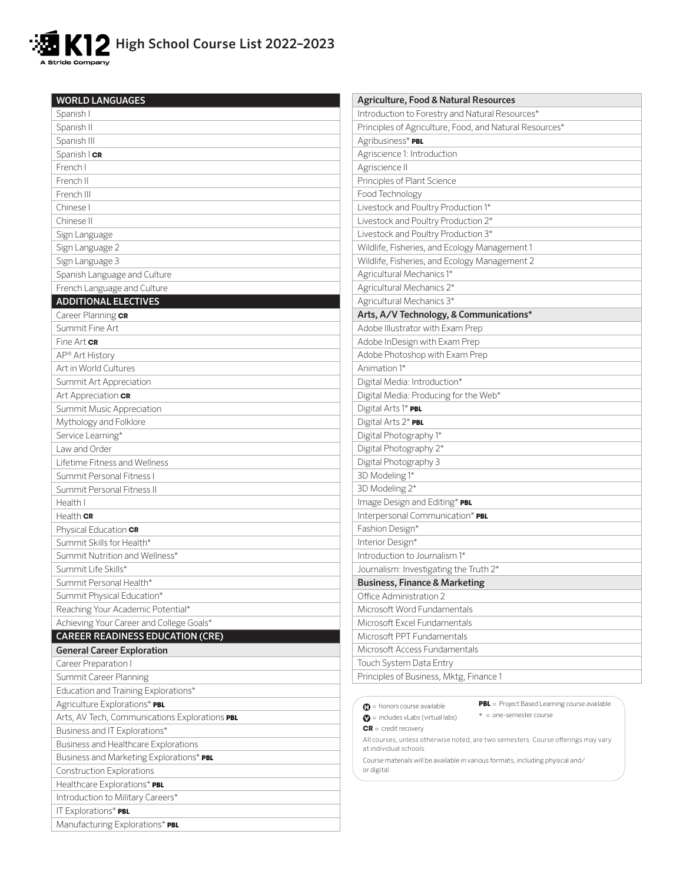# K12 High School Course List 2022–2023

| WORLD LANGUAGES |
|---|
| Spanish I |
| Spanish II |
| Spanish III |
| Spanish I **CR** |
| French I |
| French II |
| French III |
| Chinese I |
| Chinese II |
| Sign Language |
| Sign Language 2 |
| Sign Language 3 |
| Spanish Language and Culture |
| French Language and Culture |

| ADDITIONAL ELECTIVES |
|---|
| Career Planning **CR** |
| Summit Fine Art |
| Fine Art **CR** |
| AP® Art History |
| Art in World Cultures |
| Summit Art Appreciation |
| Art Appreciation **CR** |
| Summit Music Appreciation |
| Mythology and Folklore |
| Service Learning* |
| Law and Order |
| Lifetime Fitness and Wellness |
| Summit Personal Fitness I |
| Summit Personal Fitness II |
| Health I |
| Health **CR** |
| Physical Education **CR** |
| Summit Skills for Health* |
| Summit Nutrition and Wellness* |
| Summit Life Skills* |
| Summit Personal Health* |
| Summit Physical Education* |
| Reaching Your Academic Potential* |
| Achieving Your Career and College Goals* |

| CAREER READINESS EDUCATION (CRE) |
|---|
| **General Career Exploration** |
| Career Preparation I |
| Summit Career Planning |
| Education and Training Explorations* |
| Agriculture Explorations* **PBL** |
| Arts, AV Tech, Communications Explorations **PBL** |
| Business and IT Explorations* |
| Business and Healthcare Explorations |
| Business and Marketing Explorations* **PBL** |
| Construction Explorations |
| Healthcare Explorations* **PBL** |
| Introduction to Military Careers* |
| IT Explorations* **PBL** |
| Manufacturing Explorations* **PBL** |

| Agriculture, Food & Natural Resources |
|---|
| Introduction to Forestry and Natural Resources* |
| Principles of Agriculture, Food, and Natural Resources* |
| Agribusiness* **PBL** |
| Agriscience 1: Introduction |
| Agriscience II |
| Principles of Plant Science |
| Food Technology |
| Livestock and Poultry Production 1* |
| Livestock and Poultry Production 2* |
| Livestock and Poultry Production 3* |
| Wildlife, Fisheries, and Ecology Management 1 |
| Wildlife, Fisheries, and Ecology Management 2 |
| Agricultural Mechanics 1* |
| Agricultural Mechanics 2* |
| Agricultural Mechanics 3* |

| Arts, A/V Technology, & Communications* |
|---|
| Adobe Illustrator with Exam Prep |
| Adobe InDesign with Exam Prep |
| Adobe Photoshop with Exam Prep |
| Animation 1* |
| Digital Media: Introduction* |
| Digital Media: Producing for the Web* |
| Digital Arts 1* **PBL** |
| Digital Arts 2* **PBL** |
| Digital Photography 1* |
| Digital Photography 2* |
| Digital Photography 3 |
| 3D Modeling 1* |
| 3D Modeling 2* |
| Image Design and Editing* **PBL** |
| Interpersonal Communication* **PBL** |
| Fashion Design* |
| Interior Design* |
| Introduction to Journalism 1* |
| Journalism: Investigating the Truth 2* |

| Business, Finance & Marketing |
|---|
| Office Administration 2 |
| Microsoft Word Fundamentals |
| Microsoft Excel Fundamentals |
| Microsoft PPT Fundamentals |
| Microsoft Access Fundamentals |
| Touch System Data Entry |
| Principles of Business, Mktg, Finance 1 |

H = honors course available
V = includes vLabs (virtual labs)
**CR** = credit recovery
**PBL** = Project Based Learning course available
\* = one-semester course

All courses, unless otherwise noted, are two semesters. Course offerings may vary at individual schools.

Course materials will be available in various formats, including physical and/or digital.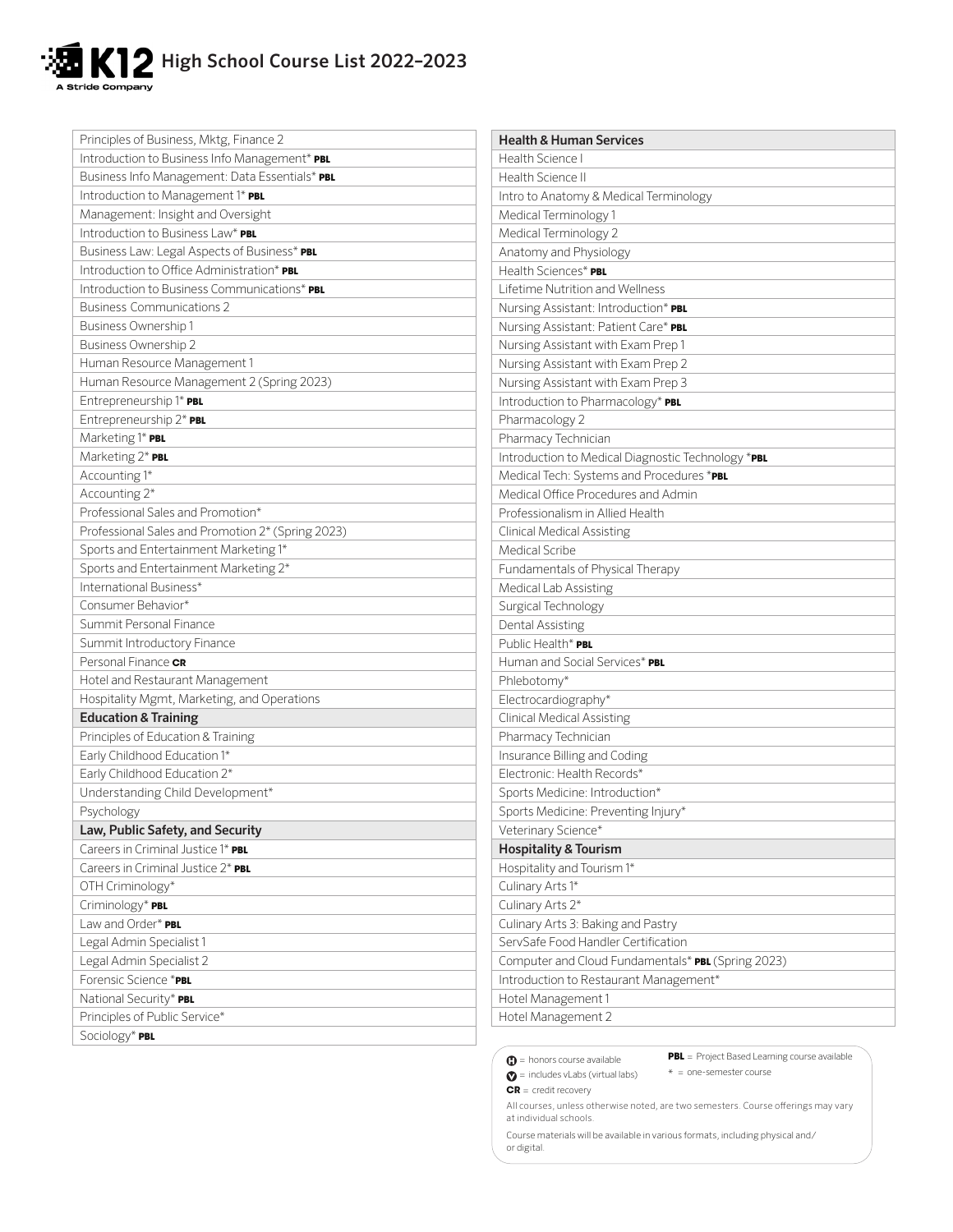# K12 High School Course List 2022–2023

| Principles of Business, Mktg, Finance 2 |
|---|
| Introduction to Business Info Management* PBL |
| Business Info Management: Data Essentials* PBL |
| Introduction to Management 1* PBL |
| Management: Insight and Oversight |
| Introduction to Business Law* PBL |
| Business Law: Legal Aspects of Business* PBL |
| Introduction to Office Administration* PBL |
| Introduction to Business Communications* PBL |
| Business Communications 2 |
| Business Ownership 1 |
| Business Ownership 2 |
| Human Resource Management 1 |
| Human Resource Management 2 (Spring 2023) |
| Entrepreneurship 1* PBL |
| Entrepreneurship 2* PBL |
| Marketing 1* PBL |
| Marketing 2* PBL |
| Accounting 1* |
| Accounting 2* |
| Professional Sales and Promotion* |
| Professional Sales and Promotion 2* (Spring 2023) |
| Sports and Entertainment Marketing 1* |
| Sports and Entertainment Marketing 2* |
| International Business* |
| Consumer Behavior* |
| Summit Personal Finance |
| Summit Introductory Finance |
| Personal Finance CR |
| Hotel and Restaurant Management |
| Hospitality Mgmt, Marketing, and Operations |

| **Education & Training** |
|---|
| Principles of Education & Training |
| Early Childhood Education 1* |
| Early Childhood Education 2* |
| Understanding Child Development* |
| Psychology |

| **Law, Public Safety, and Security** |
|---|
| Careers in Criminal Justice 1* PBL |
| Careers in Criminal Justice 2* PBL |
| OTH Criminology* |
| Criminology* PBL |
| Law and Order* PBL |
| Legal Admin Specialist 1 |
| Legal Admin Specialist 2 |
| Forensic Science *PBL |
| National Security* PBL |
| Principles of Public Service* |
| Sociology* PBL |

| **Health & Human Services** |
|---|
| Health Science I |
| Health Science II |
| Intro to Anatomy & Medical Terminology |
| Medical Terminology 1 |
| Medical Terminology 2 |
| Anatomy and Physiology |
| Health Sciences* PBL |
| Lifetime Nutrition and Wellness |
| Nursing Assistant: Introduction* PBL |
| Nursing Assistant: Patient Care* PBL |
| Nursing Assistant with Exam Prep 1 |
| Nursing Assistant with Exam Prep 2 |
| Nursing Assistant with Exam Prep 3 |
| Introduction to Pharmacology* PBL |
| Pharmacology 2 |
| Pharmacy Technician |
| Introduction to Medical Diagnostic Technology *PBL |
| Medical Tech: Systems and Procedures *PBL |
| Medical Office Procedures and Admin |
| Professionalism in Allied Health |
| Clinical Medical Assisting |
| Medical Scribe |
| Fundamentals of Physical Therapy |
| Medical Lab Assisting |
| Surgical Technology |
| Dental Assisting |
| Public Health* PBL |
| Human and Social Services* PBL |
| Phlebotomy* |
| Electrocardiography* |
| Clinical Medical Assisting |
| Pharmacy Technician |
| Insurance Billing and Coding |
| Electronic: Health Records* |
| Sports Medicine: Introduction* |
| Sports Medicine: Preventing Injury* |
| Veterinary Science* |

| **Hospitality & Tourism** |
|---|
| Hospitality and Tourism 1* |
| Culinary Arts 1* |
| Culinary Arts 2* |
| Culinary Arts 3: Baking and Pastry |
| ServSafe Food Handler Certification |
| Computer and Cloud Fundamentals* PBL (Spring 2023) |
| Introduction to Restaurant Management* |
| Hotel Management 1 |
| Hotel Management 2 |

H = honors course available
V = includes vLabs (virtual labs)
CR = credit recovery
PBL = Project Based Learning course available
* = one-semester course

All courses, unless otherwise noted, are two semesters. Course offerings may vary at individual schools.

Course materials will be available in various formats, including physical and/or digital.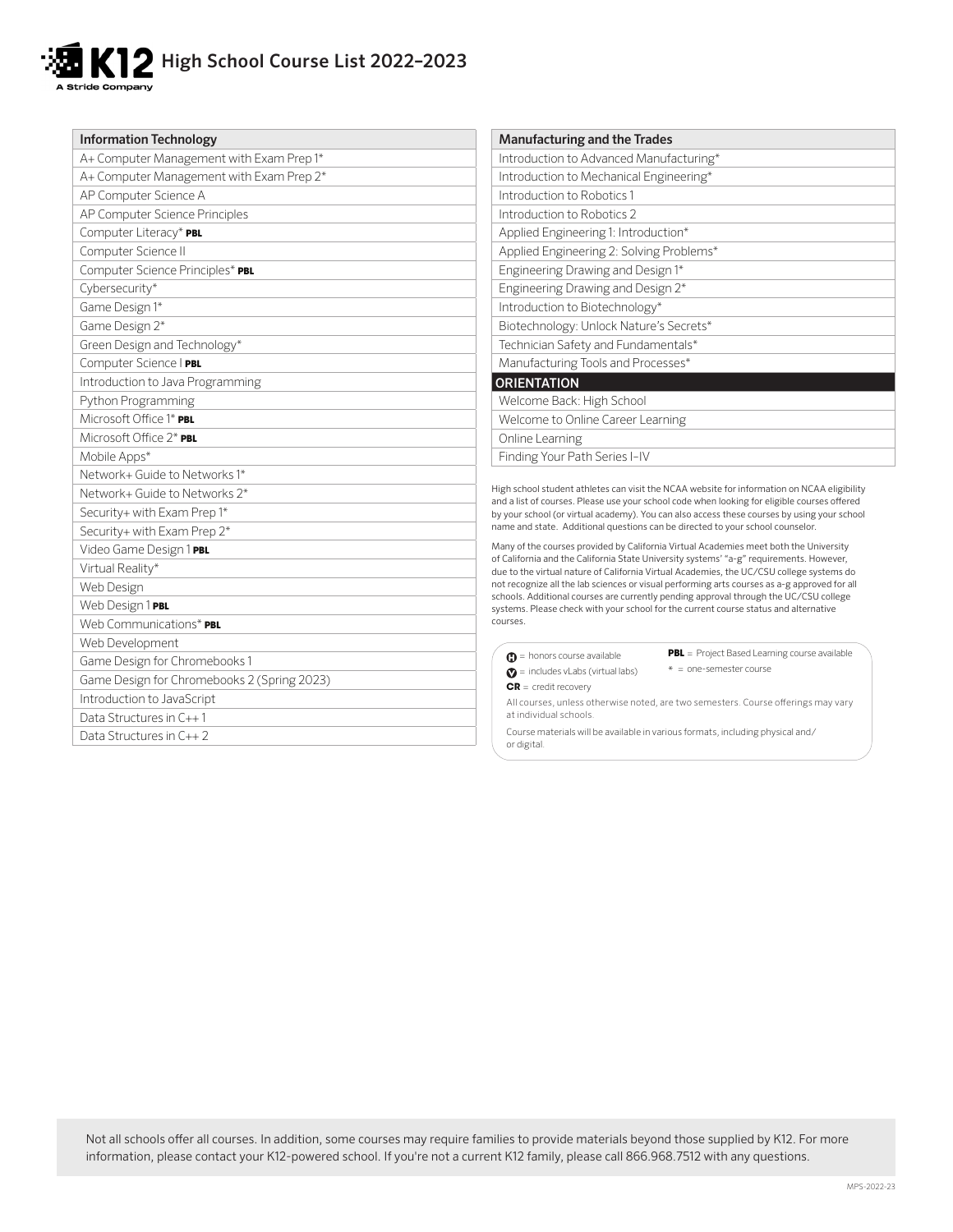# High School Course List 2022–2023

| Information Technology |
|---|
| A+ Computer Management with Exam Prep 1* |
| A+ Computer Management with Exam Prep 2* |
| AP Computer Science A |
| AP Computer Science Principles |
| Computer Literacy* **PBL** |
| Computer Science II |
| Computer Science Principles* **PBL** |
| Cybersecurity* |
| Game Design 1* |
| Game Design 2* |
| Green Design and Technology* |
| Computer Science I **PBL** |
| Introduction to Java Programming |
| Python Programming |
| Microsoft Office 1* **PBL** |
| Microsoft Office 2* **PBL** |
| Mobile Apps* |
| Network+ Guide to Networks 1* |
| Network+ Guide to Networks 2* |
| Security+ with Exam Prep 1* |
| Security+ with Exam Prep 2* |
| Video Game Design 1 **PBL** |
| Virtual Reality* |
| Web Design |
| Web Design 1 **PBL** |
| Web Communications* **PBL** |
| Web Development |
| Game Design for Chromebooks 1 |
| Game Design for Chromebooks 2 (Spring 2023) |
| Introduction to JavaScript |
| Data Structures in C++ 1 |
| Data Structures in C++ 2 |

| Manufacturing and the Trades |
|---|
| Introduction to Advanced Manufacturing* |
| Introduction to Mechanical Engineering* |
| Introduction to Robotics 1 |
| Introduction to Robotics 2 |
| Applied Engineering 1: Introduction* |
| Applied Engineering 2: Solving Problems* |
| Engineering Drawing and Design 1* |
| Engineering Drawing and Design 2* |
| Introduction to Biotechnology* |
| Biotechnology: Unlock Nature's Secrets* |
| Technician Safety and Fundamentals* |
| Manufacturing Tools and Processes* |

| ORIENTATION |
|---|
| Welcome Back: High School |
| Welcome to Online Career Learning |
| Online Learning |
| Finding Your Path Series I–IV |

High school student athletes can visit the NCAA website for information on NCAA eligibility and a list of courses. Please use your school code when looking for eligible courses offered by your school (or virtual academy). You can also access these courses by using your school name and state. Additional questions can be directed to your school counselor.

Many of the courses provided by California Virtual Academies meet both the University of California and the California State University systems' "a-g" requirements. However, due to the virtual nature of California Virtual Academies, the UC/CSU college systems do not recognize all the lab sciences or visual performing arts courses as a-g approved for all schools. Additional courses are currently pending approval through the UC/CSU college systems. Please check with your school for the current course status and alternative courses.

H = honors course available

V = includes vLabs (virtual labs)

**CR** = credit recovery

**PBL** = Project Based Learning course available

\* = one-semester course

All courses, unless otherwise noted, are two semesters. Course offerings may vary at individual schools.

Course materials will be available in various formats, including physical and/or digital.

Not all schools offer all courses. In addition, some courses may require families to provide materials beyond those supplied by K12. For more information, please contact your K12-powered school. If you're not a current K12 family, please call 866.968.7512 with any questions.